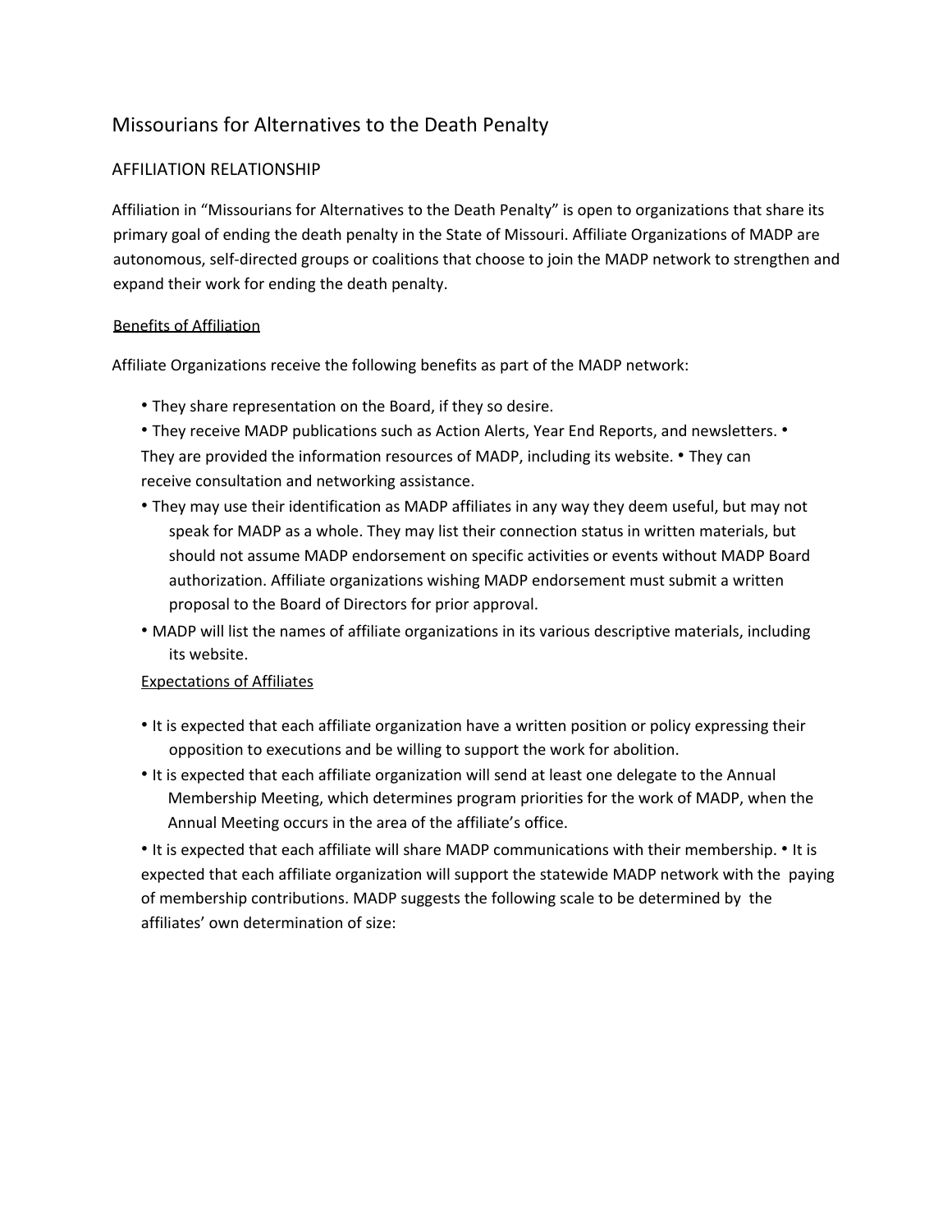# Missourians for Alternatives to the Death Penalty

## AFFILIATION RELATIONSHIP

Affiliation in "Missourians for Alternatives to the Death Penalty" is open to organizations that share its primary goal of ending the death penalty in the State of Missouri. Affiliate Organizations of MADP are autonomous, self-directed groups or coalitions that choose to join the MADP network to strengthen and expand their work for ending the death penalty.

### Benefits of Affiliation

Affiliate Organizations receive the following benefits as part of the MADP network:

- They share representation on the Board, if they so desire.
- They receive MADP publications such as Action Alerts, Year End Reports, and newsletters.
- They are provided the information resources of MADP, including its website.
- They can receive consultation and networking assistance.
- They may use their identification as MADP affiliates in any way they deem useful, but may not speak for MADP as a whole. They may list their connection status in written materials, but should not assume MADP endorsement on specific activities or events without MADP Board authorization. Affiliate organizations wishing MADP endorsement must submit a written proposal to the Board of Directors for prior approval.
- MADP will list the names of affiliate organizations in its various descriptive materials, including its website.

### Expectations of Affiliates

- It is expected that each affiliate organization have a written position or policy expressing their opposition to executions and be willing to support the work for abolition.
- It is expected that each affiliate organization will send at least one delegate to the Annual Membership Meeting, which determines program priorities for the work of MADP, when the Annual Meeting occurs in the area of the affiliate's office.
- It is expected that each affiliate will share MADP communications with their membership.
- It is expected that each affiliate organization will support the statewide MADP network with the paying of membership contributions. MADP suggests the following scale to be determined by the affiliates' own determination of size: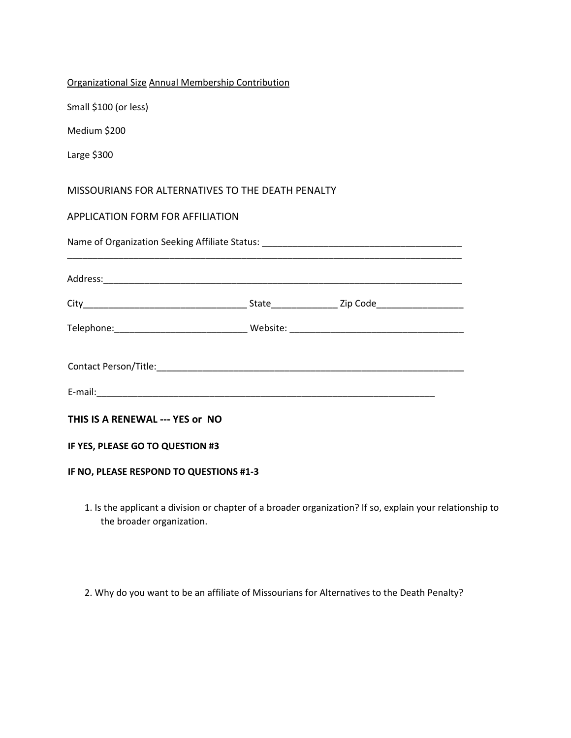<u>Organizational Size</u> <u>Annual Membership Contribution</u>

Small $100 (or less)

Medium $200

Large $300

MISSOURIANS FOR ALTERNATIVES TO THE DEATH PENALTY

APPLICATION FORM FOR AFFILIATION

Name of Organization Seeking Affiliate Status: ________________________________________
________________________________________________________________________________

Address:___________________________________________________________________________

City________________________________ State_____________ Zip Code_________________

Telephone:__________________________ Website: __________________________________

Contact Person/Title:_______________________________________________________________

E-mail:___________________________________________________________________

**THIS IS A RENEWAL --- YES or NO**

**IF YES, PLEASE GO TO QUESTION #3**

**IF NO, PLEASE RESPOND TO QUESTIONS #1-3**

1. Is the applicant a division or chapter of a broader organization? If so, explain your relationship to the broader organization.

2. Why do you want to be an affiliate of Missourians for Alternatives to the Death Penalty?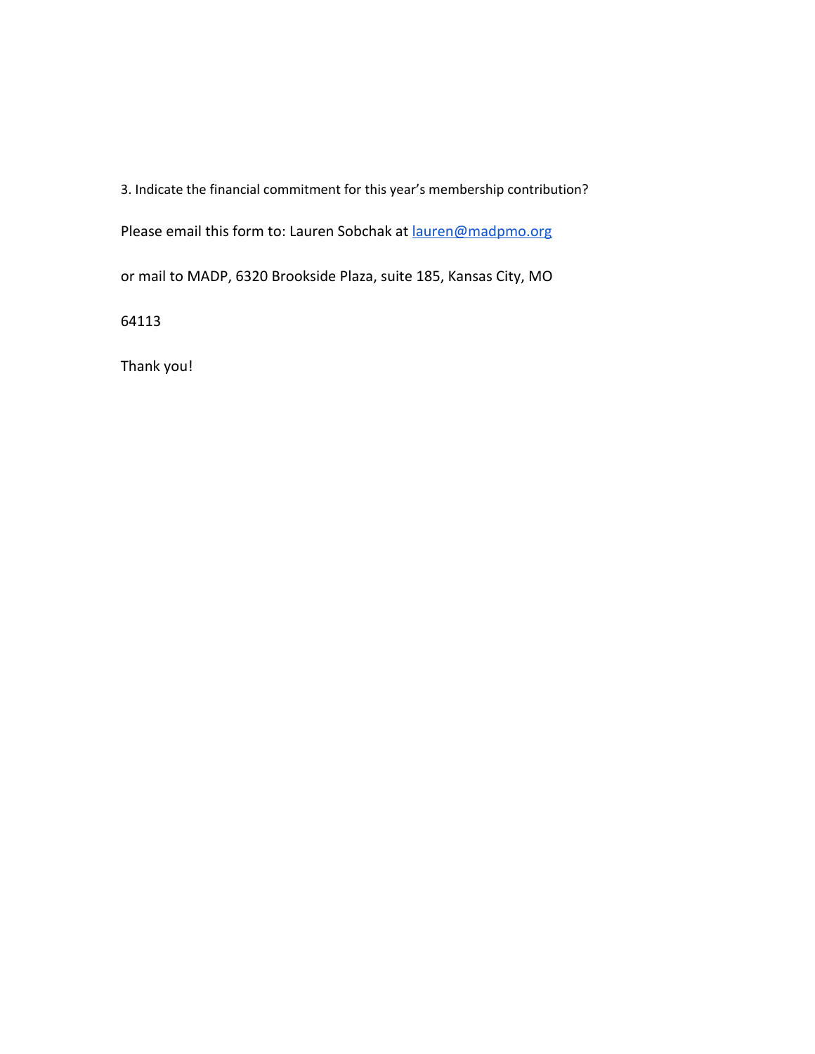3. Indicate the financial commitment for this year's membership contribution?

Please email this form to: Lauren Sobchak at lauren@madpmo.org

or mail to MADP, 6320 Brookside Plaza, suite 185, Kansas City, MO

64113

Thank you!